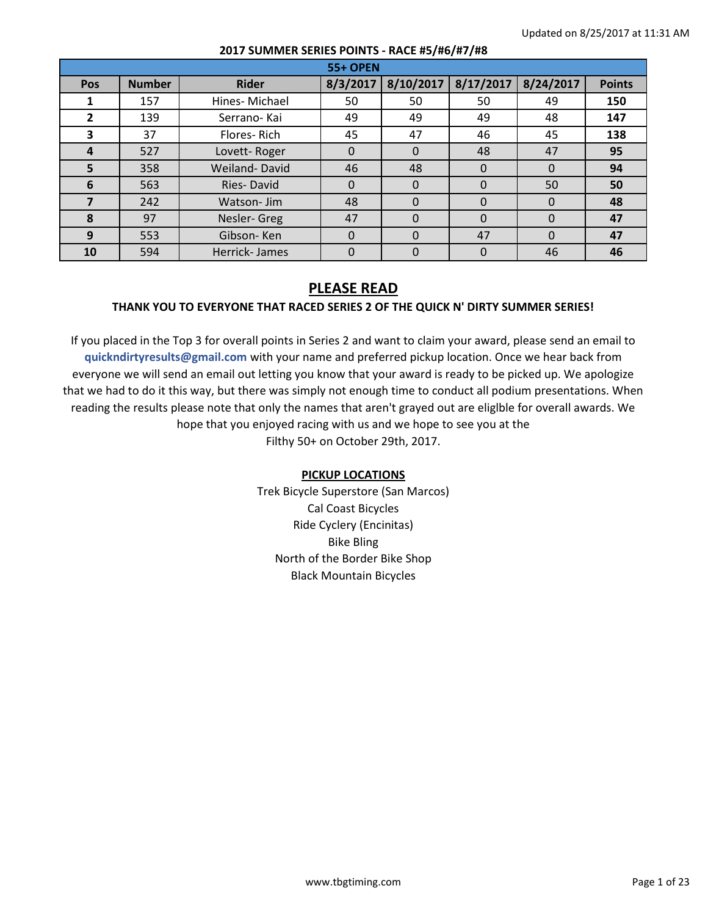Updated on 8/25/2017 at 11:31 AM

**2017 SUMMER SERIES POINTS - RACE #5/#6/#7/#8**

| 55+ OPEN | | | | | | | |
|---|---|---|---|---|---|---|---|
| **Pos** | **Number** | **Rider** | **8/3/2017** | **8/10/2017** | **8/17/2017** | **8/24/2017** | **Points** |
| **1** | 157 | Hines- Michael | 50 | 50 | 50 | 49 | **150** |
| **2** | 139 | Serrano- Kai | 49 | 49 | 49 | 48 | **147** |
| **3** | 37 | Flores- Rich | 45 | 47 | 46 | 45 | **138** |
| **4** | 527 | Lovett- Roger | 0 | 0 | 48 | 47 | **95** |
| **5** | 358 | Weiland- David | 46 | 48 | 0 | 0 | **94** |
| **6** | 563 | Ries- David | 0 | 0 | 0 | 50 | **50** |
| **7** | 242 | Watson- Jim | 48 | 0 | 0 | 0 | **48** |
| **8** | 97 | Nesler- Greg | 47 | 0 | 0 | 0 | **47** |
| **9** | 553 | Gibson- Ken | 0 | 0 | 47 | 0 | **47** |
| **10** | 594 | Herrick- James | 0 | 0 | 0 | 46 | **46** |

## PLEASE READ

**THANK YOU TO EVERYONE THAT RACED SERIES 2 OF THE QUICK N' DIRTY SUMMER SERIES!**

If you placed in the Top 3 for overall points in Series 2 and want to claim your award, please send an email to **quickndirtyresults@gmail.com** with your name and preferred pickup location. Once we hear back from everyone we will send an email out letting you know that your award is ready to be picked up. We apologize that we had to do it this way, but there was simply not enough time to conduct all podium presentations. When reading the results please note that only the names that aren't grayed out are eliglble for overall awards. We hope that you enjoyed racing with us and we hope to see you at the Filthy 50+ on October 29th, 2017.

**PICKUP LOCATIONS**

Trek Bicycle Superstore (San Marcos)
Cal Coast Bicycles
Ride Cyclery (Encinitas)
Bike Bling
North of the Border Bike Shop
Black Mountain Bicycles

www.tbgtiming.com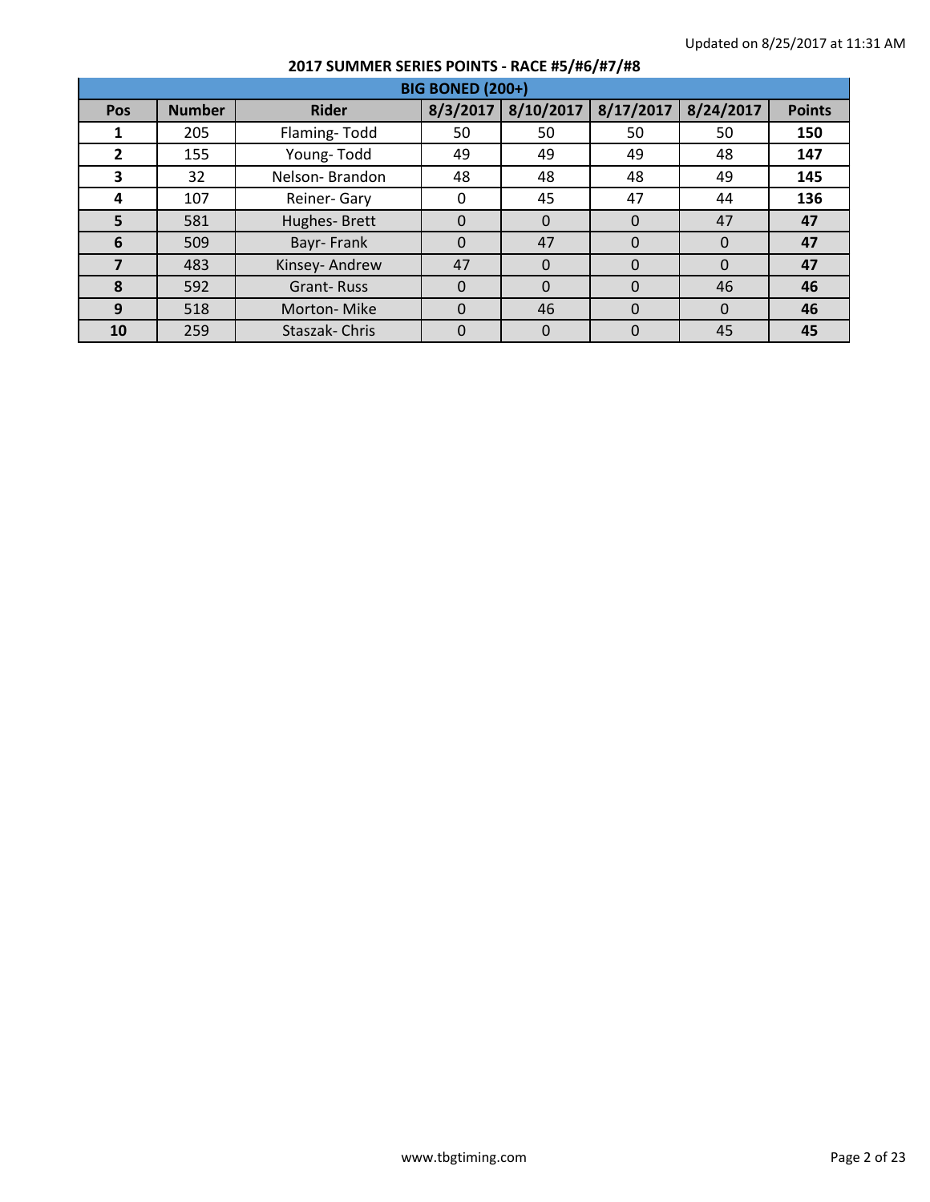Updated on 8/25/2017 at 11:31 AM

## 2017 SUMMER SERIES POINTS - RACE #5/#6/#7/#8

| BIG BONED (200+) | | | | | | | |
|---|---|---|---|---|---|---|---|
| **Pos** | **Number** | **Rider** | **8/3/2017** | **8/10/2017** | **8/17/2017** | **8/24/2017** | **Points** |
| **1** | 205 | Flaming- Todd | 50 | 50 | 50 | 50 | **150** |
| **2** | 155 | Young- Todd | 49 | 49 | 49 | 48 | **147** |
| **3** | 32 | Nelson- Brandon | 48 | 48 | 48 | 49 | **145** |
| **4** | 107 | Reiner- Gary | 0 | 45 | 47 | 44 | **136** |
| **5** | 581 | Hughes- Brett | 0 | 0 | 0 | 47 | **47** |
| **6** | 509 | Bayr- Frank | 0 | 47 | 0 | 0 | **47** |
| **7** | 483 | Kinsey- Andrew | 47 | 0 | 0 | 0 | **47** |
| **8** | 592 | Grant- Russ | 0 | 0 | 0 | 46 | **46** |
| **9** | 518 | Morton- Mike | 0 | 46 | 0 | 0 | **46** |
| **10** | 259 | Staszak- Chris | 0 | 0 | 0 | 45 | **45** |

www.tbgtiming.com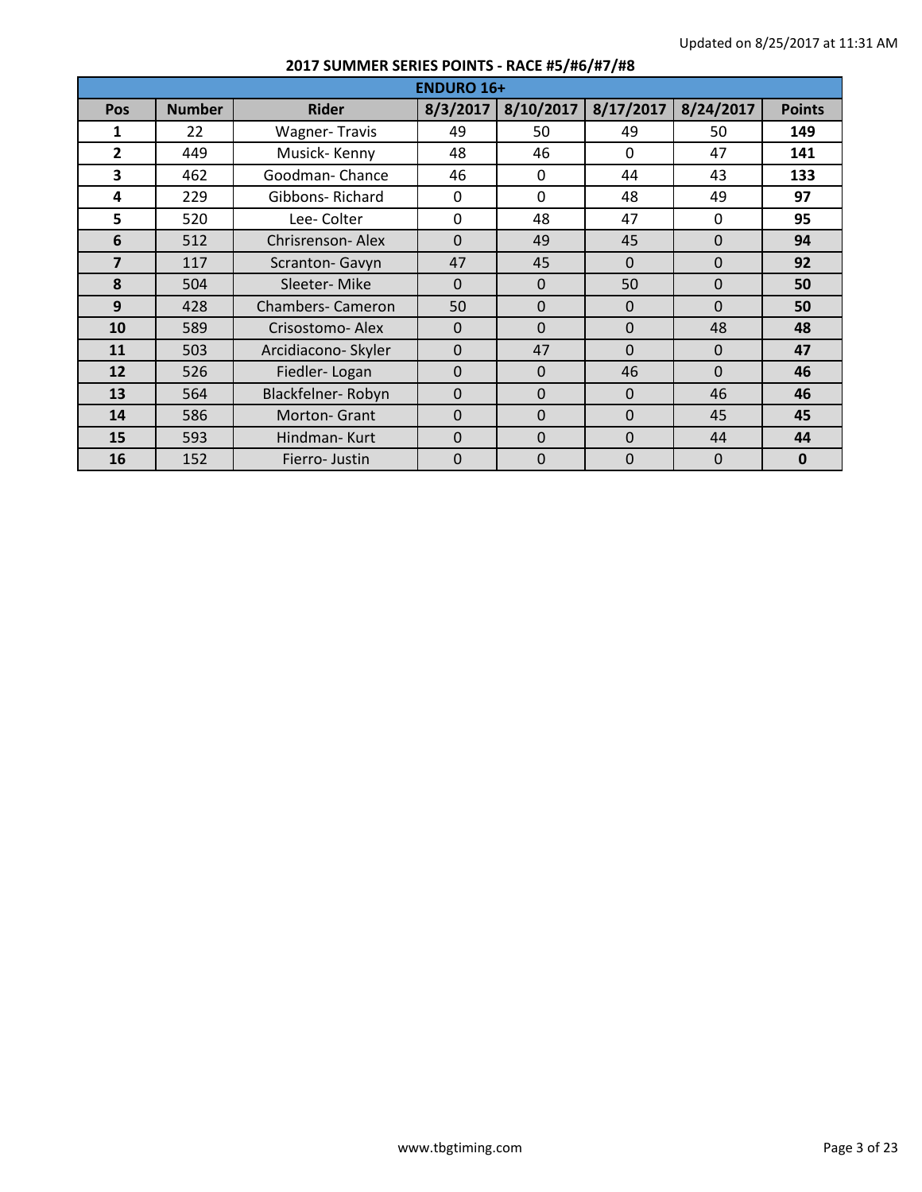Updated on 8/25/2017 at 11:31 AM

## 2017 SUMMER SERIES POINTS - RACE #5/#6/#7/#8

| ENDURO 16+ | | | | | | | |
|---|---|---|---|---|---|---|---|
| **Pos** | **Number** | **Rider** | **8/3/2017** | **8/10/2017** | **8/17/2017** | **8/24/2017** | **Points** |
| **1** | 22 | Wagner- Travis | 49 | 50 | 49 | 50 | **149** |
| **2** | 449 | Musick- Kenny | 48 | 46 | 0 | 47 | **141** |
| **3** | 462 | Goodman- Chance | 46 | 0 | 44 | 43 | **133** |
| **4** | 229 | Gibbons- Richard | 0 | 0 | 48 | 49 | **97** |
| **5** | 520 | Lee- Colter | 0 | 48 | 47 | 0 | **95** |
| **6** | 512 | Chrisrenson- Alex | 0 | 49 | 45 | 0 | **94** |
| **7** | 117 | Scranton- Gavyn | 47 | 45 | 0 | 0 | **92** |
| **8** | 504 | Sleeter- Mike | 0 | 0 | 50 | 0 | **50** |
| **9** | 428 | Chambers- Cameron | 50 | 0 | 0 | 0 | **50** |
| **10** | 589 | Crisostomo- Alex | 0 | 0 | 0 | 48 | **48** |
| **11** | 503 | Arcidiacono- Skyler | 0 | 47 | 0 | 0 | **47** |
| **12** | 526 | Fiedler- Logan | 0 | 0 | 46 | 0 | **46** |
| **13** | 564 | Blackfelner- Robyn | 0 | 0 | 0 | 46 | **46** |
| **14** | 586 | Morton- Grant | 0 | 0 | 0 | 45 | **45** |
| **15** | 593 | Hindman- Kurt | 0 | 0 | 0 | 44 | **44** |
| **16** | 152 | Fierro- Justin | 0 | 0 | 0 | 0 | **0** |

www.tbgtiming.com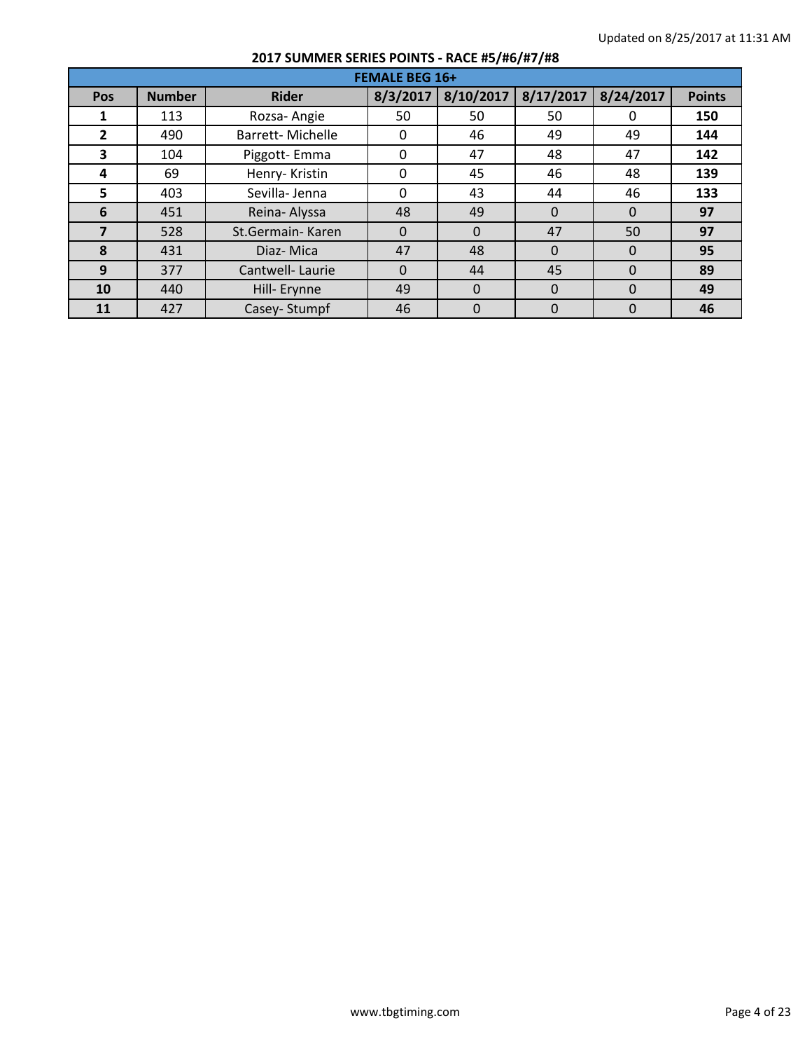Updated on 8/25/2017 at 11:31 AM

## 2017 SUMMER SERIES POINTS - RACE #5/#6/#7/#8

| FEMALE BEG 16+ | | | | | | | |
|---|---|---|---|---|---|---|---|
| **Pos** | **Number** | **Rider** | **8/3/2017** | **8/10/2017** | **8/17/2017** | **8/24/2017** | **Points** |
| **1** | 113 | Rozsa- Angie | 50 | 50 | 50 | 0 | **150** |
| **2** | 490 | Barrett- Michelle | 0 | 46 | 49 | 49 | **144** |
| **3** | 104 | Piggott- Emma | 0 | 47 | 48 | 47 | **142** |
| **4** | 69 | Henry- Kristin | 0 | 45 | 46 | 48 | **139** |
| **5** | 403 | Sevilla- Jenna | 0 | 43 | 44 | 46 | **133** |
| **6** | 451 | Reina- Alyssa | 48 | 49 | 0 | 0 | **97** |
| **7** | 528 | St.Germain- Karen | 0 | 0 | 47 | 50 | **97** |
| **8** | 431 | Diaz- Mica | 47 | 48 | 0 | 0 | **95** |
| **9** | 377 | Cantwell- Laurie | 0 | 44 | 45 | 0 | **89** |
| **10** | 440 | Hill- Erynne | 49 | 0 | 0 | 0 | **49** |
| **11** | 427 | Casey- Stumpf | 46 | 0 | 0 | 0 | **46** |

www.tbgtiming.com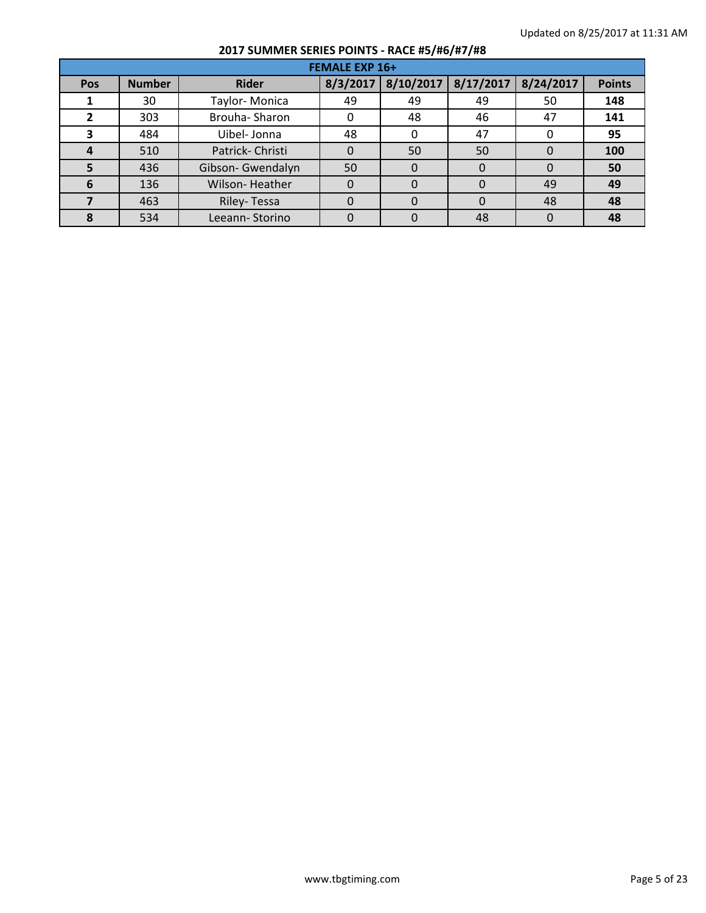Updated on 8/25/2017 at 11:31 AM

**2017 SUMMER SERIES POINTS - RACE #5/#6/#7/#8**

| FEMALE EXP 16+ | | | | | | | |
|---|---|---|---|---|---|---|---|
| **Pos** | **Number** | **Rider** | **8/3/2017** | **8/10/2017** | **8/17/2017** | **8/24/2017** | **Points** |
| **1** | 30 | Taylor- Monica | 49 | 49 | 49 | 50 | **148** |
| **2** | 303 | Brouha- Sharon | 0 | 48 | 46 | 47 | **141** |
| **3** | 484 | Uibel- Jonna | 48 | 0 | 47 | 0 | **95** |
| **4** | 510 | Patrick- Christi | 0 | 50 | 50 | 0 | **100** |
| **5** | 436 | Gibson- Gwendalyn | 50 | 0 | 0 | 0 | **50** |
| **6** | 136 | Wilson- Heather | 0 | 0 | 0 | 49 | **49** |
| **7** | 463 | Riley- Tessa | 0 | 0 | 0 | 48 | **48** |
| **8** | 534 | Leeann- Storino | 0 | 0 | 48 | 0 | **48** |

www.tbgtiming.com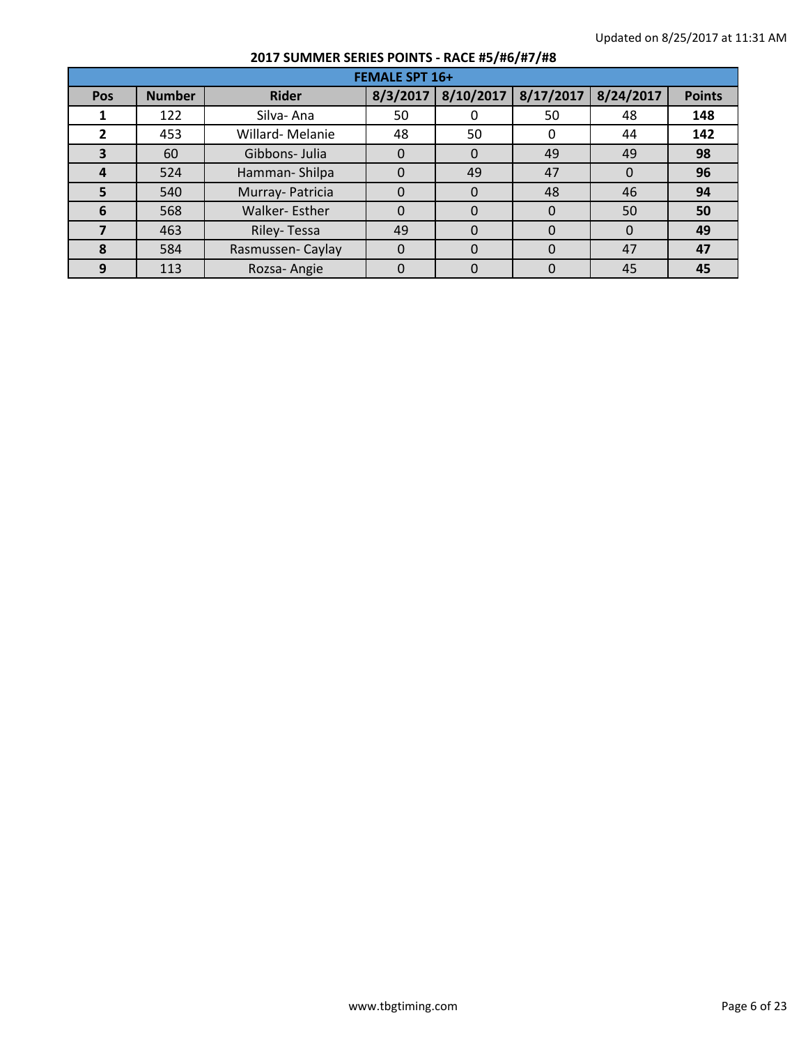Updated on 8/25/2017 at 11:31 AM

## 2017 SUMMER SERIES POINTS - RACE #5/#6/#7/#8

| FEMALE SPT 16+ | | | | | | | |
|---|---|---|---|---|---|---|---|
| **Pos** | **Number** | **Rider** | **8/3/2017** | **8/10/2017** | **8/17/2017** | **8/24/2017** | **Points** |
| **1** | 122 | Silva- Ana | 50 | 0 | 50 | 48 | **148** |
| **2** | 453 | Willard- Melanie | 48 | 50 | 0 | 44 | **142** |
| **3** | 60 | Gibbons- Julia | 0 | 0 | 49 | 49 | **98** |
| **4** | 524 | Hamman- Shilpa | 0 | 49 | 47 | 0 | **96** |
| **5** | 540 | Murray- Patricia | 0 | 0 | 48 | 46 | **94** |
| **6** | 568 | Walker- Esther | 0 | 0 | 0 | 50 | **50** |
| **7** | 463 | Riley- Tessa | 49 | 0 | 0 | 0 | **49** |
| **8** | 584 | Rasmussen- Caylay | 0 | 0 | 0 | 47 | **47** |
| **9** | 113 | Rozsa- Angie | 0 | 0 | 0 | 45 | **45** |

www.tbgtiming.com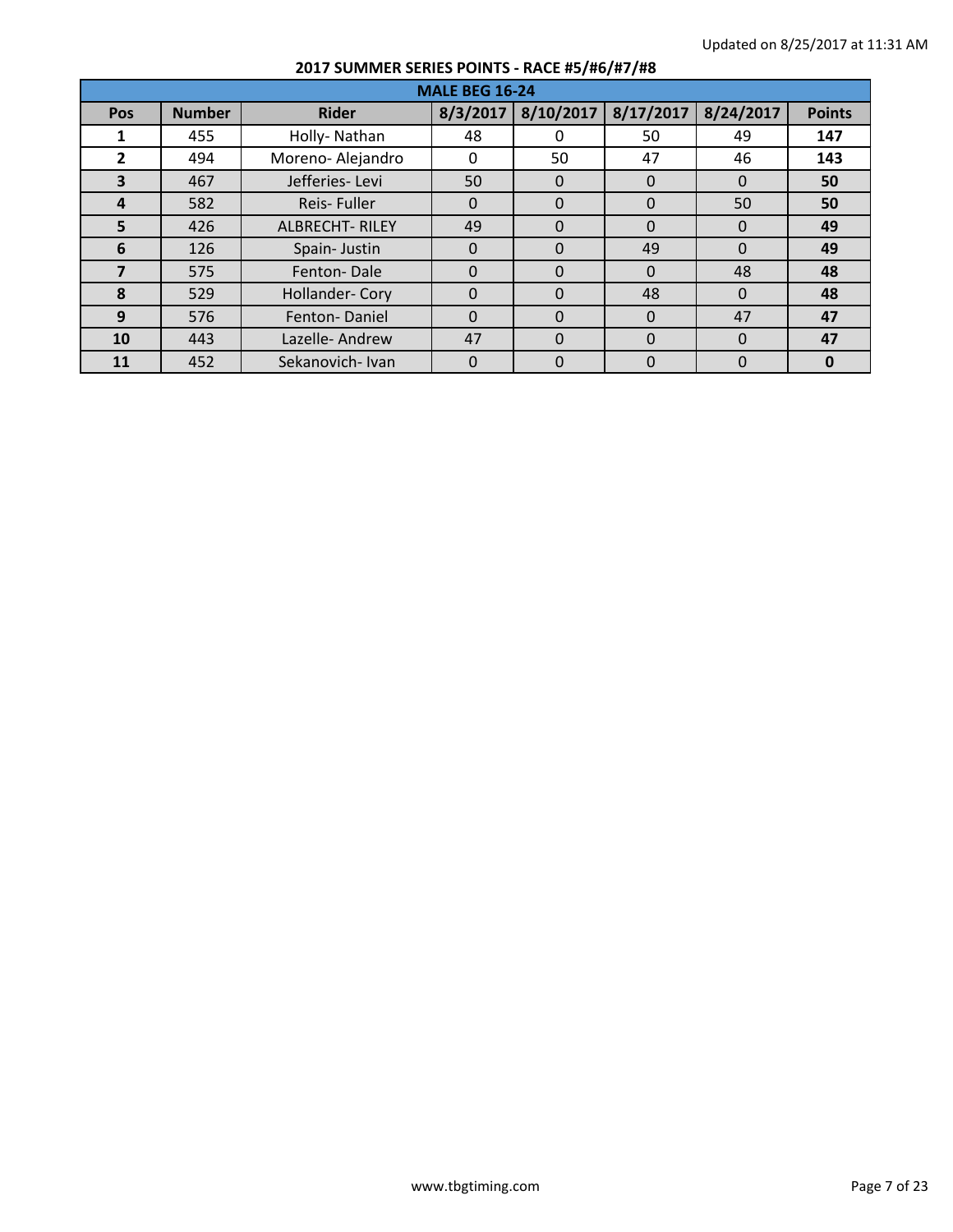Updated on 8/25/2017 at 11:31 AM

## 2017 SUMMER SERIES POINTS - RACE #5/#6/#7/#8

| MALE BEG 16-24 | | | | | | | |
|---|---|---|---|---|---|---|---|
| **Pos** | **Number** | **Rider** | **8/3/2017** | **8/10/2017** | **8/17/2017** | **8/24/2017** | **Points** |
| **1** | 455 | Holly- Nathan | 48 | 0 | 50 | 49 | **147** |
| **2** | 494 | Moreno- Alejandro | 0 | 50 | 47 | 46 | **143** |
| **3** | 467 | Jefferies- Levi | 50 | 0 | 0 | 0 | **50** |
| **4** | 582 | Reis- Fuller | 0 | 0 | 0 | 50 | **50** |
| **5** | 426 | ALBRECHT- RILEY | 49 | 0 | 0 | 0 | **49** |
| **6** | 126 | Spain- Justin | 0 | 0 | 49 | 0 | **49** |
| **7** | 575 | Fenton- Dale | 0 | 0 | 0 | 48 | **48** |
| **8** | 529 | Hollander- Cory | 0 | 0 | 48 | 0 | **48** |
| **9** | 576 | Fenton- Daniel | 0 | 0 | 0 | 47 | **47** |
| **10** | 443 | Lazelle- Andrew | 47 | 0 | 0 | 0 | **47** |
| **11** | 452 | Sekanovich- Ivan | 0 | 0 | 0 | 0 | **0** |

www.tbgtiming.com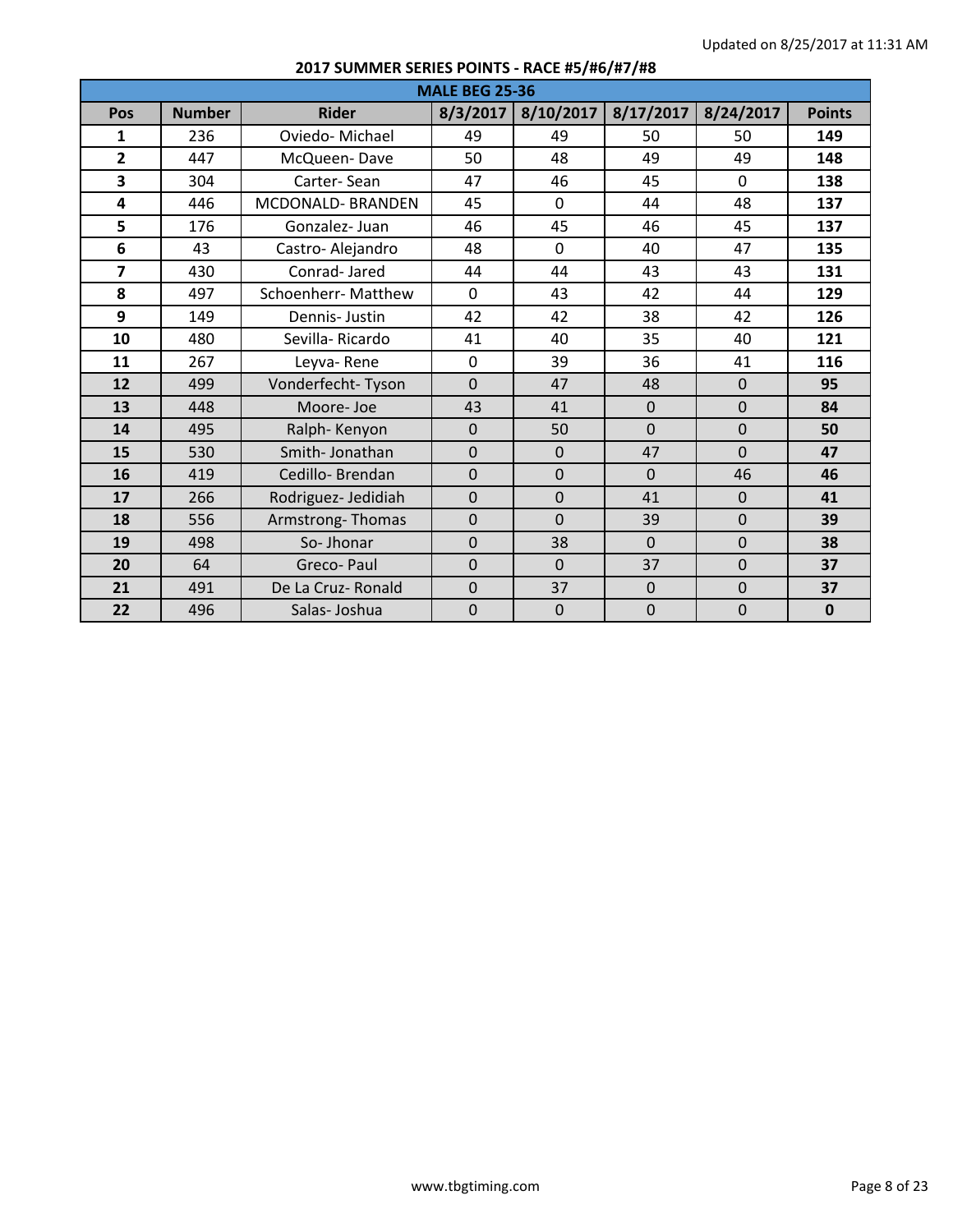Updated on 8/25/2017 at 11:31 AM

## 2017 SUMMER SERIES POINTS - RACE #5/#6/#7/#8

| MALE BEG 25-36 | | | | | | | |
|---|---|---|---|---|---|---|---|
| **Pos** | **Number** | **Rider** | **8/3/2017** | **8/10/2017** | **8/17/2017** | **8/24/2017** | **Points** |
| **1** | 236 | Oviedo- Michael | 49 | 49 | 50 | 50 | **149** |
| **2** | 447 | McQueen- Dave | 50 | 48 | 49 | 49 | **148** |
| **3** | 304 | Carter- Sean | 47 | 46 | 45 | 0 | **138** |
| **4** | 446 | MCDONALD- BRANDEN | 45 | 0 | 44 | 48 | **137** |
| **5** | 176 | Gonzalez- Juan | 46 | 45 | 46 | 45 | **137** |
| **6** | 43 | Castro- Alejandro | 48 | 0 | 40 | 47 | **135** |
| **7** | 430 | Conrad- Jared | 44 | 44 | 43 | 43 | **131** |
| **8** | 497 | Schoenherr- Matthew | 0 | 43 | 42 | 44 | **129** |
| **9** | 149 | Dennis- Justin | 42 | 42 | 38 | 42 | **126** |
| **10** | 480 | Sevilla- Ricardo | 41 | 40 | 35 | 40 | **121** |
| **11** | 267 | Leyva- Rene | 0 | 39 | 36 | 41 | **116** |
| **12** | 499 | Vonderfecht- Tyson | 0 | 47 | 48 | 0 | **95** |
| **13** | 448 | Moore- Joe | 43 | 41 | 0 | 0 | **84** |
| **14** | 495 | Ralph- Kenyon | 0 | 50 | 0 | 0 | **50** |
| **15** | 530 | Smith- Jonathan | 0 | 0 | 47 | 0 | **47** |
| **16** | 419 | Cedillo- Brendan | 0 | 0 | 0 | 46 | **46** |
| **17** | 266 | Rodriguez- Jedidiah | 0 | 0 | 41 | 0 | **41** |
| **18** | 556 | Armstrong- Thomas | 0 | 0 | 39 | 0 | **39** |
| **19** | 498 | So- Jhonar | 0 | 38 | 0 | 0 | **38** |
| **20** | 64 | Greco- Paul | 0 | 0 | 37 | 0 | **37** |
| **21** | 491 | De La Cruz- Ronald | 0 | 37 | 0 | 0 | **37** |
| **22** | 496 | Salas- Joshua | 0 | 0 | 0 | 0 | **0** |

www.tbgtiming.com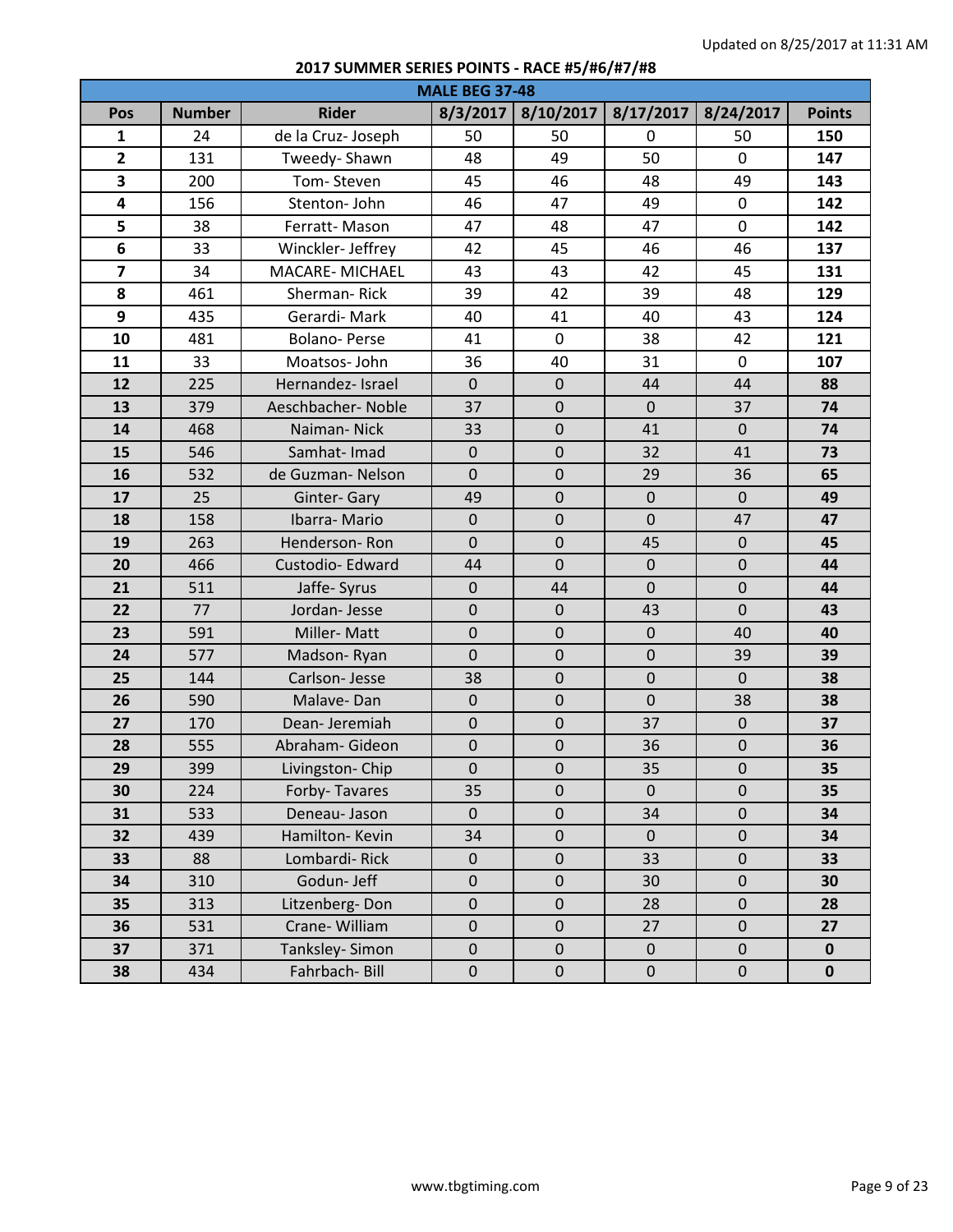Updated on 8/25/2017 at 11:31 AM

## 2017 SUMMER SERIES POINTS - RACE #5/#6/#7/#8

| MALE BEG 37-48 | | | | | | | |
|---|---|---|---|---|---|---|---|
| **Pos** | **Number** | **Rider** | **8/3/2017** | **8/10/2017** | **8/17/2017** | **8/24/2017** | **Points** |
| **1** | 24 | de la Cruz- Joseph | 50 | 50 | 0 | 50 | **150** |
| **2** | 131 | Tweedy- Shawn | 48 | 49 | 50 | 0 | **147** |
| **3** | 200 | Tom- Steven | 45 | 46 | 48 | 49 | **143** |
| **4** | 156 | Stenton- John | 46 | 47 | 49 | 0 | **142** |
| **5** | 38 | Ferratt- Mason | 47 | 48 | 47 | 0 | **142** |
| **6** | 33 | Winckler- Jeffrey | 42 | 45 | 46 | 46 | **137** |
| **7** | 34 | MACARE- MICHAEL | 43 | 43 | 42 | 45 | **131** |
| **8** | 461 | Sherman- Rick | 39 | 42 | 39 | 48 | **129** |
| **9** | 435 | Gerardi- Mark | 40 | 41 | 40 | 43 | **124** |
| **10** | 481 | Bolano- Perse | 41 | 0 | 38 | 42 | **121** |
| **11** | 33 | Moatsos- John | 36 | 40 | 31 | 0 | **107** |
| **12** | 225 | Hernandez- Israel | 0 | 0 | 44 | 44 | **88** |
| **13** | 379 | Aeschbacher- Noble | 37 | 0 | 0 | 37 | **74** |
| **14** | 468 | Naiman- Nick | 33 | 0 | 41 | 0 | **74** |
| **15** | 546 | Samhat- Imad | 0 | 0 | 32 | 41 | **73** |
| **16** | 532 | de Guzman- Nelson | 0 | 0 | 29 | 36 | **65** |
| **17** | 25 | Ginter- Gary | 49 | 0 | 0 | 0 | **49** |
| **18** | 158 | Ibarra- Mario | 0 | 0 | 0 | 47 | **47** |
| **19** | 263 | Henderson- Ron | 0 | 0 | 45 | 0 | **45** |
| **20** | 466 | Custodio- Edward | 44 | 0 | 0 | 0 | **44** |
| **21** | 511 | Jaffe- Syrus | 0 | 44 | 0 | 0 | **44** |
| **22** | 77 | Jordan- Jesse | 0 | 0 | 43 | 0 | **43** |
| **23** | 591 | Miller- Matt | 0 | 0 | 0 | 40 | **40** |
| **24** | 577 | Madson- Ryan | 0 | 0 | 0 | 39 | **39** |
| **25** | 144 | Carlson- Jesse | 38 | 0 | 0 | 0 | **38** |
| **26** | 590 | Malave- Dan | 0 | 0 | 0 | 38 | **38** |
| **27** | 170 | Dean- Jeremiah | 0 | 0 | 37 | 0 | **37** |
| **28** | 555 | Abraham- Gideon | 0 | 0 | 36 | 0 | **36** |
| **29** | 399 | Livingston- Chip | 0 | 0 | 35 | 0 | **35** |
| **30** | 224 | Forby- Tavares | 35 | 0 | 0 | 0 | **35** |
| **31** | 533 | Deneau- Jason | 0 | 0 | 34 | 0 | **34** |
| **32** | 439 | Hamilton- Kevin | 34 | 0 | 0 | 0 | **34** |
| **33** | 88 | Lombardi- Rick | 0 | 0 | 33 | 0 | **33** |
| **34** | 310 | Godun- Jeff | 0 | 0 | 30 | 0 | **30** |
| **35** | 313 | Litzenberg- Don | 0 | 0 | 28 | 0 | **28** |
| **36** | 531 | Crane- William | 0 | 0 | 27 | 0 | **27** |
| **37** | 371 | Tanksley- Simon | 0 | 0 | 0 | 0 | **0** |
| **38** | 434 | Fahrbach- Bill | 0 | 0 | 0 | 0 | **0** |

www.tbgtiming.com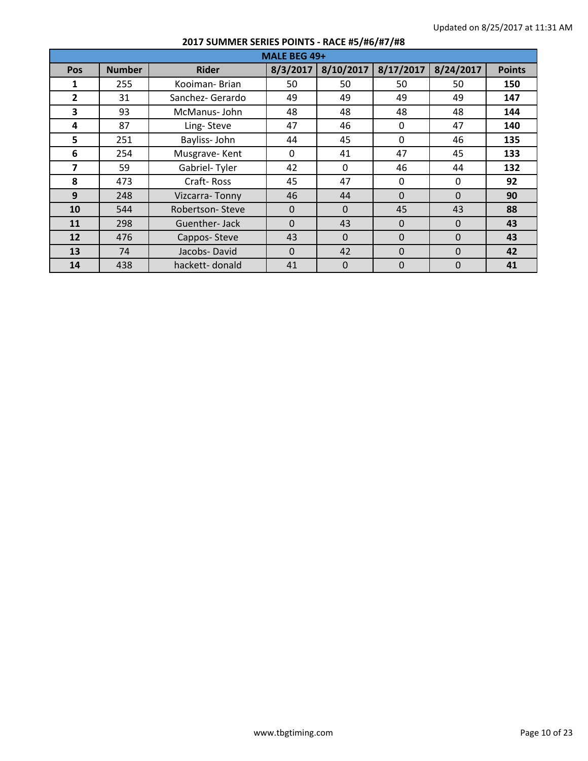Updated on 8/25/2017 at 11:31 AM

## 2017 SUMMER SERIES POINTS - RACE #5/#6/#7/#8

| MALE BEG 49+ | | | | | | | |
|---|---|---|---|---|---|---|---|
| **Pos** | **Number** | **Rider** | **8/3/2017** | **8/10/2017** | **8/17/2017** | **8/24/2017** | **Points** |
| **1** | 255 | Kooiman- Brian | 50 | 50 | 50 | 50 | **150** |
| **2** | 31 | Sanchez- Gerardo | 49 | 49 | 49 | 49 | **147** |
| **3** | 93 | McManus- John | 48 | 48 | 48 | 48 | **144** |
| **4** | 87 | Ling- Steve | 47 | 46 | 0 | 47 | **140** |
| **5** | 251 | Bayliss- John | 44 | 45 | 0 | 46 | **135** |
| **6** | 254 | Musgrave- Kent | 0 | 41 | 47 | 45 | **133** |
| **7** | 59 | Gabriel- Tyler | 42 | 0 | 46 | 44 | **132** |
| **8** | 473 | Craft- Ross | 45 | 47 | 0 | 0 | **92** |
| **9** | 248 | Vizcarra- Tonny | 46 | 44 | 0 | 0 | **90** |
| **10** | 544 | Robertson- Steve | 0 | 0 | 45 | 43 | **88** |
| **11** | 298 | Guenther- Jack | 0 | 43 | 0 | 0 | **43** |
| **12** | 476 | Cappos- Steve | 43 | 0 | 0 | 0 | **43** |
| **13** | 74 | Jacobs- David | 0 | 42 | 0 | 0 | **42** |
| **14** | 438 | hackett- donald | 41 | 0 | 0 | 0 | **41** |

www.tbgtiming.com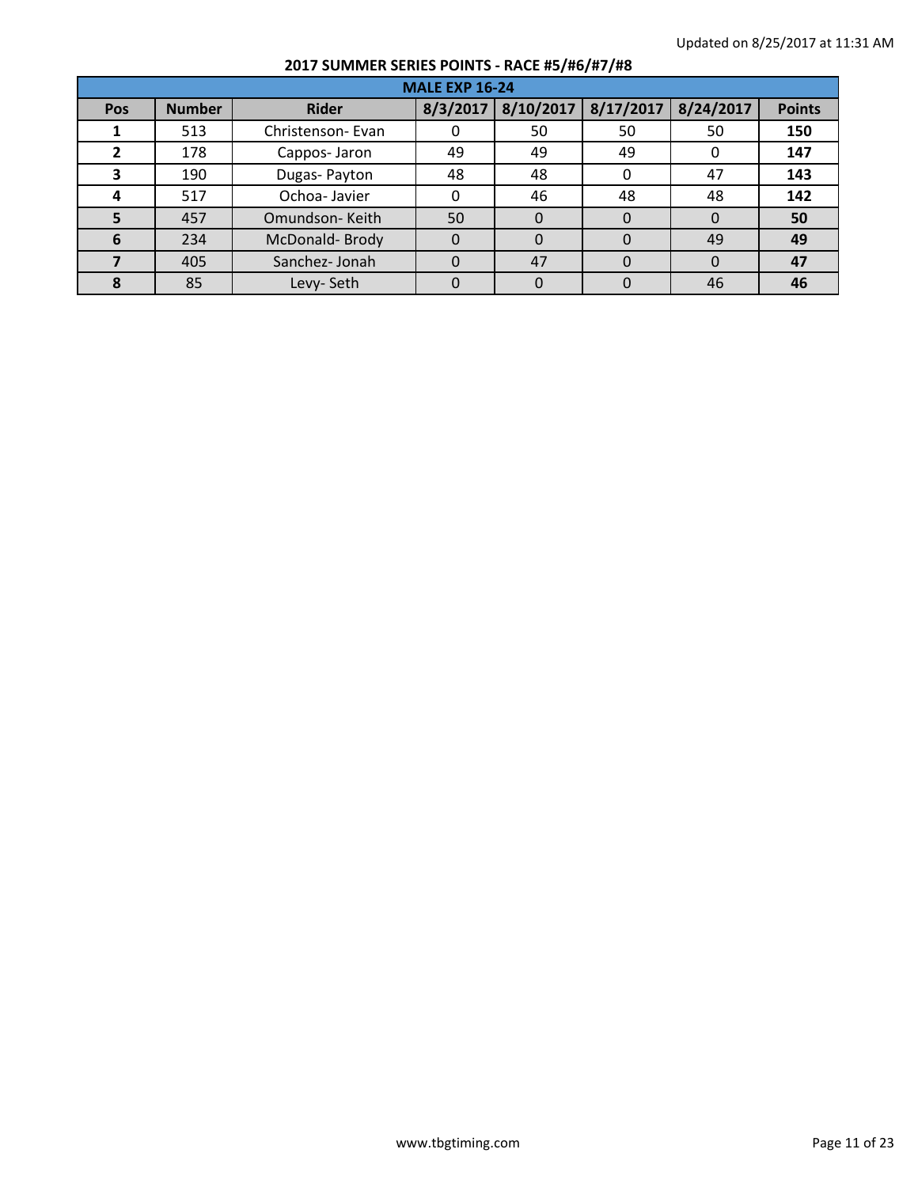Updated on 8/25/2017 at 11:31 AM

## 2017 SUMMER SERIES POINTS - RACE #5/#6/#7/#8

| MALE EXP 16-24 | | | | | | | |
|---|---|---|---|---|---|---|---|
| **Pos** | **Number** | **Rider** | **8/3/2017** | **8/10/2017** | **8/17/2017** | **8/24/2017** | **Points** |
| **1** | 513 | Christenson- Evan | 0 | 50 | 50 | 50 | **150** |
| **2** | 178 | Cappos- Jaron | 49 | 49 | 49 | 0 | **147** |
| **3** | 190 | Dugas- Payton | 48 | 48 | 0 | 47 | **143** |
| **4** | 517 | Ochoa- Javier | 0 | 46 | 48 | 48 | **142** |
| **5** | 457 | Omundson- Keith | 50 | 0 | 0 | 0 | **50** |
| **6** | 234 | McDonald- Brody | 0 | 0 | 0 | 49 | **49** |
| **7** | 405 | Sanchez- Jonah | 0 | 47 | 0 | 0 | **47** |
| **8** | 85 | Levy- Seth | 0 | 0 | 0 | 46 | **46** |

www.tbgtiming.com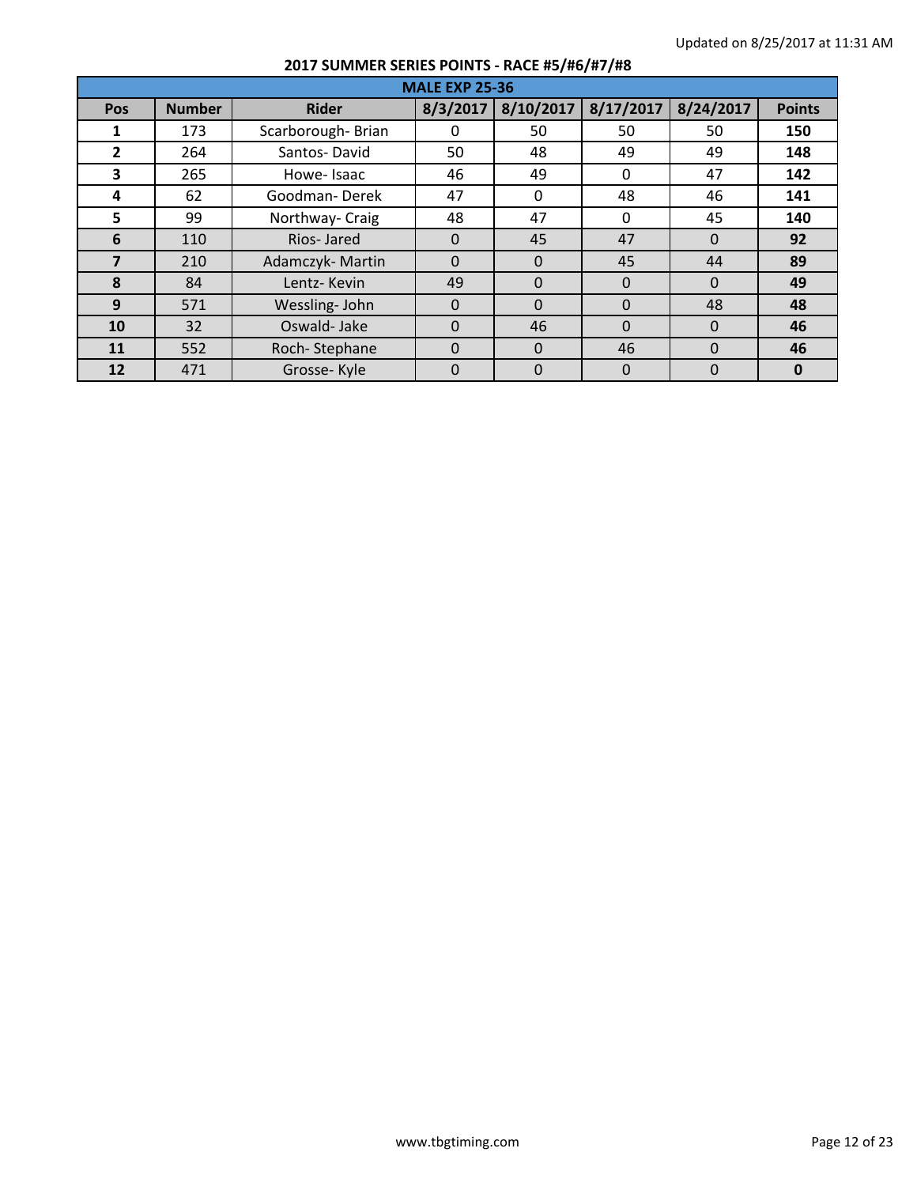Updated on 8/25/2017 at 11:31 AM

## 2017 SUMMER SERIES POINTS - RACE #5/#6/#7/#8

| MALE EXP 25-36 | | | | | | | |
|---|---|---|---|---|---|---|---|
| **Pos** | **Number** | **Rider** | **8/3/2017** | **8/10/2017** | **8/17/2017** | **8/24/2017** | **Points** |
| **1** | 173 | Scarborough- Brian | 0 | 50 | 50 | 50 | **150** |
| **2** | 264 | Santos- David | 50 | 48 | 49 | 49 | **148** |
| **3** | 265 | Howe- Isaac | 46 | 49 | 0 | 47 | **142** |
| **4** | 62 | Goodman- Derek | 47 | 0 | 48 | 46 | **141** |
| **5** | 99 | Northway- Craig | 48 | 47 | 0 | 45 | **140** |
| **6** | 110 | Rios- Jared | 0 | 45 | 47 | 0 | **92** |
| **7** | 210 | Adamczyk- Martin | 0 | 0 | 45 | 44 | **89** |
| **8** | 84 | Lentz- Kevin | 49 | 0 | 0 | 0 | **49** |
| **9** | 571 | Wessling- John | 0 | 0 | 0 | 48 | **48** |
| **10** | 32 | Oswald- Jake | 0 | 46 | 0 | 0 | **46** |
| **11** | 552 | Roch- Stephane | 0 | 0 | 46 | 0 | **46** |
| **12** | 471 | Grosse- Kyle | 0 | 0 | 0 | 0 | **0** |

www.tbgtiming.com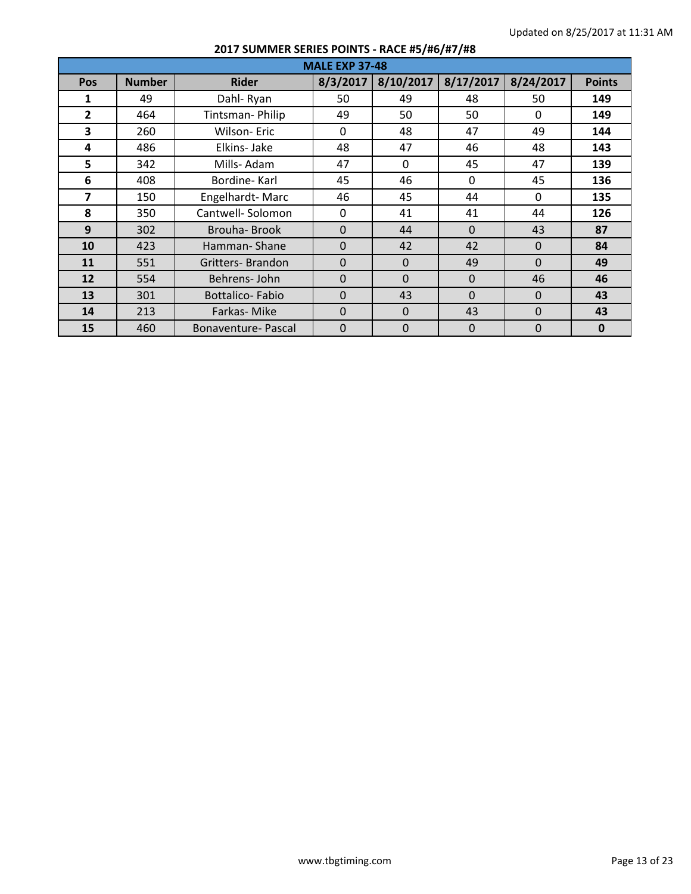Updated on 8/25/2017 at 11:31 AM

## 2017 SUMMER SERIES POINTS - RACE #5/#6/#7/#8

| MALE EXP 37-48 | | | | | | | |
|---|---|---|---|---|---|---|---|
| **Pos** | **Number** | **Rider** | **8/3/2017** | **8/10/2017** | **8/17/2017** | **8/24/2017** | **Points** |
| **1** | 49 | Dahl- Ryan | 50 | 49 | 48 | 50 | **149** |
| **2** | 464 | Tintsman- Philip | 49 | 50 | 50 | 0 | **149** |
| **3** | 260 | Wilson- Eric | 0 | 48 | 47 | 49 | **144** |
| **4** | 486 | Elkins- Jake | 48 | 47 | 46 | 48 | **143** |
| **5** | 342 | Mills- Adam | 47 | 0 | 45 | 47 | **139** |
| **6** | 408 | Bordine- Karl | 45 | 46 | 0 | 45 | **136** |
| **7** | 150 | Engelhardt- Marc | 46 | 45 | 44 | 0 | **135** |
| **8** | 350 | Cantwell- Solomon | 0 | 41 | 41 | 44 | **126** |
| **9** | 302 | Brouha- Brook | 0 | 44 | 0 | 43 | **87** |
| **10** | 423 | Hamman- Shane | 0 | 42 | 42 | 0 | **84** |
| **11** | 551 | Gritters- Brandon | 0 | 0 | 49 | 0 | **49** |
| **12** | 554 | Behrens- John | 0 | 0 | 0 | 46 | **46** |
| **13** | 301 | Bottalico- Fabio | 0 | 43 | 0 | 0 | **43** |
| **14** | 213 | Farkas- Mike | 0 | 0 | 43 | 0 | **43** |
| **15** | 460 | Bonaventure- Pascal | 0 | 0 | 0 | 0 | **0** |

www.tbgtiming.com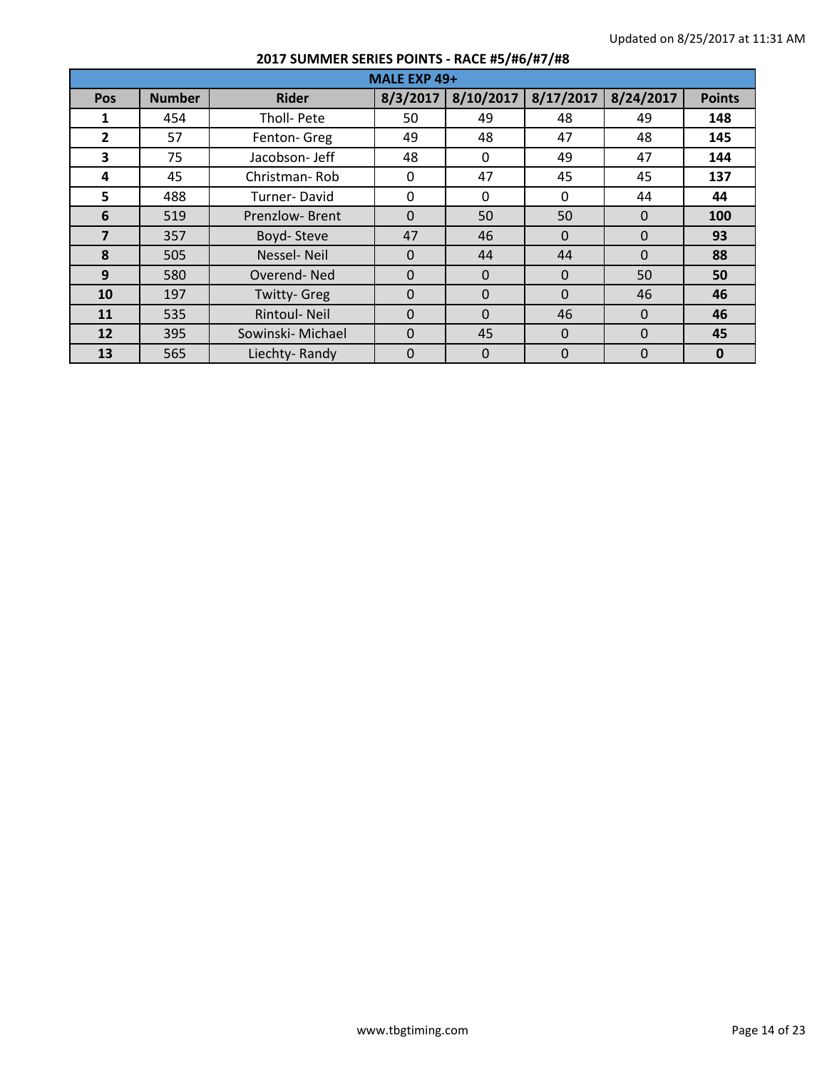Updated on 8/25/2017 at 11:31 AM

## 2017 SUMMER SERIES POINTS - RACE #5/#6/#7/#8

| MALE EXP 49+ | | | | | | | |
|---|---|---|---|---|---|---|---|
| **Pos** | **Number** | **Rider** | **8/3/2017** | **8/10/2017** | **8/17/2017** | **8/24/2017** | **Points** |
| **1** | 454 | Tholl- Pete | 50 | 49 | 48 | 49 | **148** |
| **2** | 57 | Fenton- Greg | 49 | 48 | 47 | 48 | **145** |
| **3** | 75 | Jacobson- Jeff | 48 | 0 | 49 | 47 | **144** |
| **4** | 45 | Christman- Rob | 0 | 47 | 45 | 45 | **137** |
| **5** | 488 | Turner- David | 0 | 0 | 0 | 44 | **44** |
| **6** | 519 | Prenzlow- Brent | 0 | 50 | 50 | 0 | **100** |
| **7** | 357 | Boyd- Steve | 47 | 46 | 0 | 0 | **93** |
| **8** | 505 | Nessel- Neil | 0 | 44 | 44 | 0 | **88** |
| **9** | 580 | Overend- Ned | 0 | 0 | 0 | 50 | **50** |
| **10** | 197 | Twitty- Greg | 0 | 0 | 0 | 46 | **46** |
| **11** | 535 | Rintoul- Neil | 0 | 0 | 46 | 0 | **46** |
| **12** | 395 | Sowinski- Michael | 0 | 45 | 0 | 0 | **45** |
| **13** | 565 | Liechty- Randy | 0 | 0 | 0 | 0 | **0** |

www.tbgtiming.com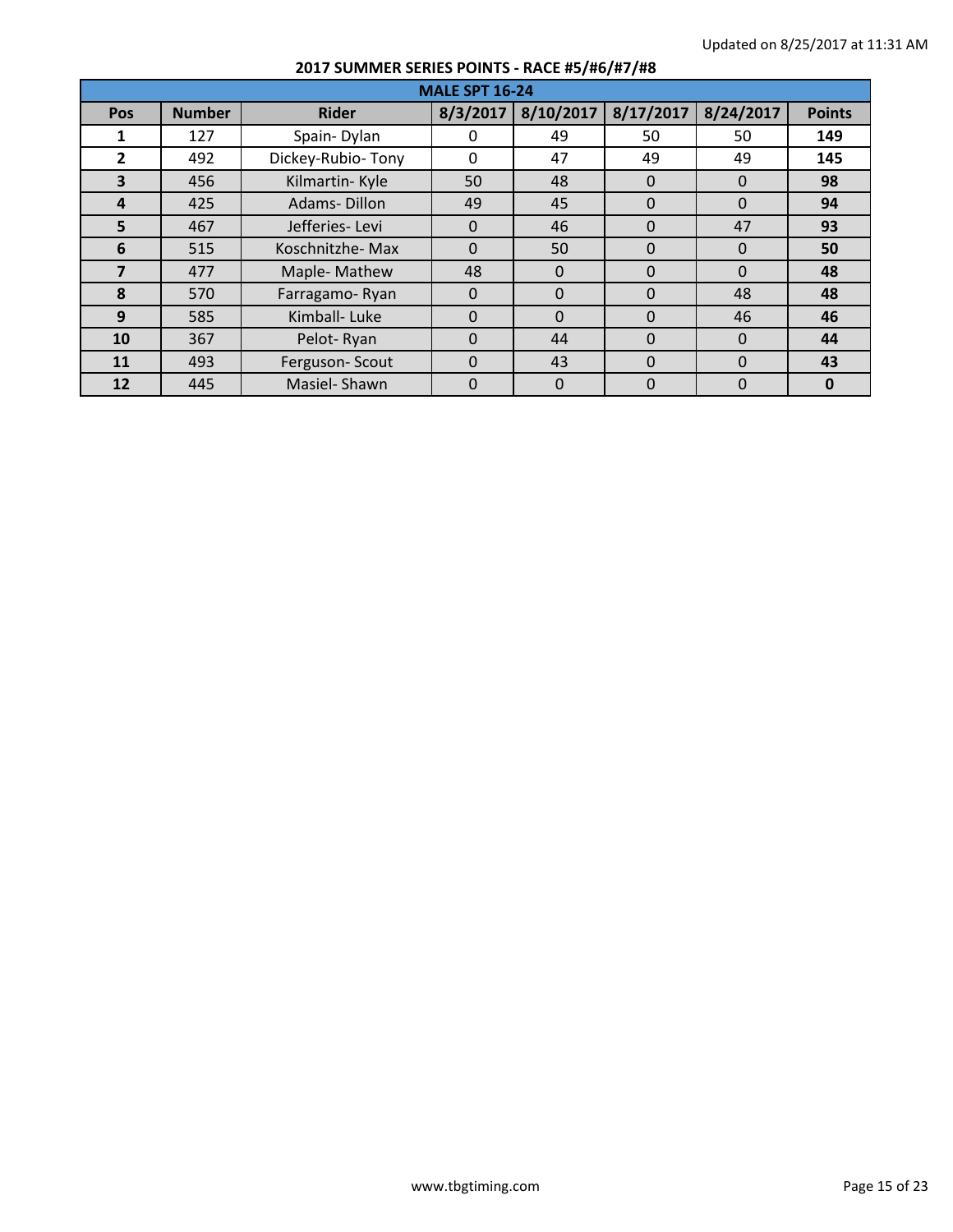Updated on 8/25/2017 at 11:31 AM

## 2017 SUMMER SERIES POINTS - RACE #5/#6/#7/#8

| MALE SPT 16-24 | | | | | | | |
|---|---|---|---|---|---|---|---|
| **Pos** | **Number** | **Rider** | **8/3/2017** | **8/10/2017** | **8/17/2017** | **8/24/2017** | **Points** |
| **1** | 127 | Spain- Dylan | 0 | 49 | 50 | 50 | **149** |
| **2** | 492 | Dickey-Rubio- Tony | 0 | 47 | 49 | 49 | **145** |
| **3** | 456 | Kilmartin- Kyle | 50 | 48 | 0 | 0 | **98** |
| **4** | 425 | Adams- Dillon | 49 | 45 | 0 | 0 | **94** |
| **5** | 467 | Jefferies- Levi | 0 | 46 | 0 | 47 | **93** |
| **6** | 515 | Koschnitzhe- Max | 0 | 50 | 0 | 0 | **50** |
| **7** | 477 | Maple- Mathew | 48 | 0 | 0 | 0 | **48** |
| **8** | 570 | Farragamo- Ryan | 0 | 0 | 0 | 48 | **48** |
| **9** | 585 | Kimball- Luke | 0 | 0 | 0 | 46 | **46** |
| **10** | 367 | Pelot- Ryan | 0 | 44 | 0 | 0 | **44** |
| **11** | 493 | Ferguson- Scout | 0 | 43 | 0 | 0 | **43** |
| **12** | 445 | Masiel- Shawn | 0 | 0 | 0 | 0 | **0** |

www.tbgtiming.com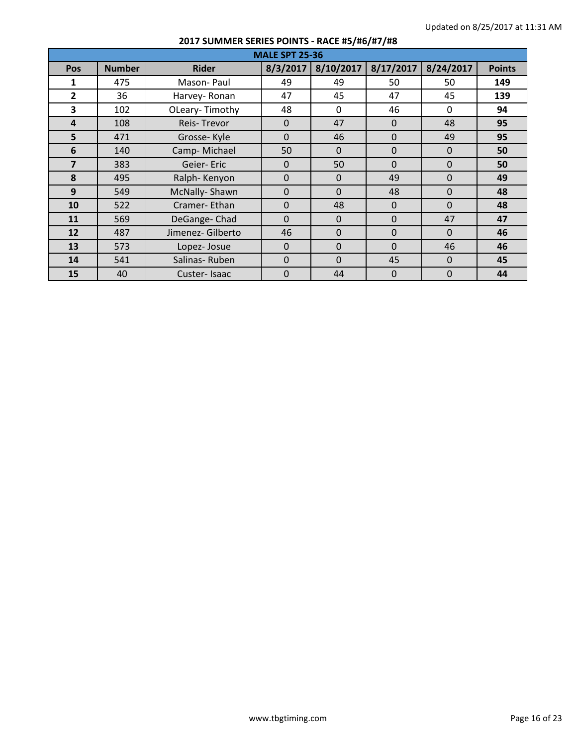Updated on 8/25/2017 at 11:31 AM

## 2017 SUMMER SERIES POINTS - RACE #5/#6/#7/#8

| MALE SPT 25-36 | | | | | | | |
|---|---|---|---|---|---|---|---|
| **Pos** | **Number** | **Rider** | **8/3/2017** | **8/10/2017** | **8/17/2017** | **8/24/2017** | **Points** |
| **1** | 475 | Mason- Paul | 49 | 49 | 50 | 50 | **149** |
| **2** | 36 | Harvey- Ronan | 47 | 45 | 47 | 45 | **139** |
| **3** | 102 | OLeary- Timothy | 48 | 0 | 46 | 0 | **94** |
| **4** | 108 | Reis- Trevor | 0 | 47 | 0 | 48 | **95** |
| **5** | 471 | Grosse- Kyle | 0 | 46 | 0 | 49 | **95** |
| **6** | 140 | Camp- Michael | 50 | 0 | 0 | 0 | **50** |
| **7** | 383 | Geier- Eric | 0 | 50 | 0 | 0 | **50** |
| **8** | 495 | Ralph- Kenyon | 0 | 0 | 49 | 0 | **49** |
| **9** | 549 | McNally- Shawn | 0 | 0 | 48 | 0 | **48** |
| **10** | 522 | Cramer- Ethan | 0 | 48 | 0 | 0 | **48** |
| **11** | 569 | DeGange- Chad | 0 | 0 | 0 | 47 | **47** |
| **12** | 487 | Jimenez- Gilberto | 46 | 0 | 0 | 0 | **46** |
| **13** | 573 | Lopez- Josue | 0 | 0 | 0 | 46 | **46** |
| **14** | 541 | Salinas- Ruben | 0 | 0 | 45 | 0 | **45** |
| **15** | 40 | Custer- Isaac | 0 | 44 | 0 | 0 | **44** |

www.tbgtiming.com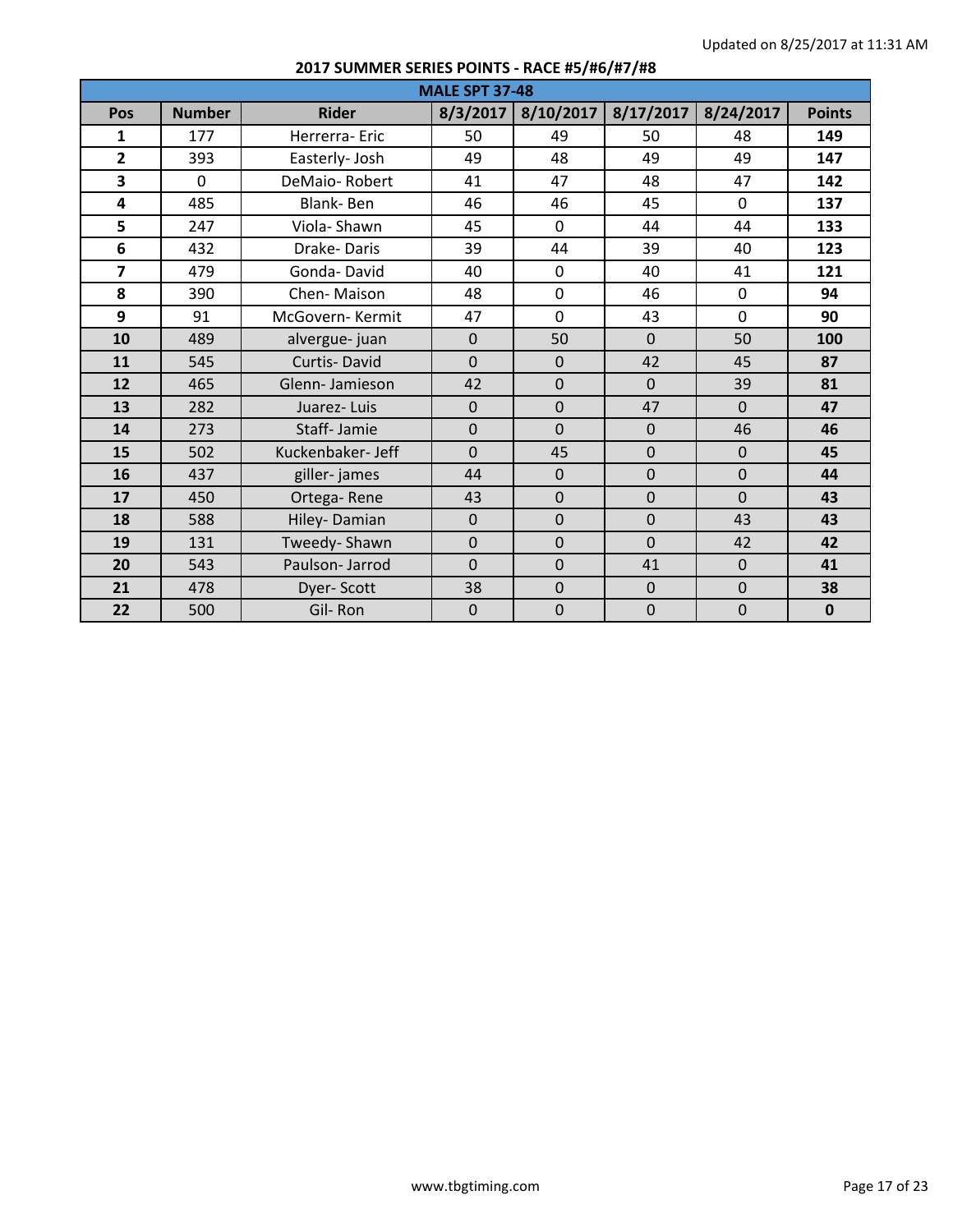Updated on 8/25/2017 at 11:31 AM

## 2017 SUMMER SERIES POINTS - RACE #5/#6/#7/#8

| MALE SPT 37-48 | | | | | | | |
|---|---|---|---|---|---|---|---|
| **Pos** | **Number** | **Rider** | **8/3/2017** | **8/10/2017** | **8/17/2017** | **8/24/2017** | **Points** |
| **1** | 177 | Herrerra- Eric | 50 | 49 | 50 | 48 | **149** |
| **2** | 393 | Easterly- Josh | 49 | 48 | 49 | 49 | **147** |
| **3** | 0 | DeMaio- Robert | 41 | 47 | 48 | 47 | **142** |
| **4** | 485 | Blank- Ben | 46 | 46 | 45 | 0 | **137** |
| **5** | 247 | Viola- Shawn | 45 | 0 | 44 | 44 | **133** |
| **6** | 432 | Drake- Daris | 39 | 44 | 39 | 40 | **123** |
| **7** | 479 | Gonda- David | 40 | 0 | 40 | 41 | **121** |
| **8** | 390 | Chen- Maison | 48 | 0 | 46 | 0 | **94** |
| **9** | 91 | McGovern- Kermit | 47 | 0 | 43 | 0 | **90** |
| **10** | 489 | alvergue- juan | 0 | 50 | 0 | 50 | **100** |
| **11** | 545 | Curtis- David | 0 | 0 | 42 | 45 | **87** |
| **12** | 465 | Glenn- Jamieson | 42 | 0 | 0 | 39 | **81** |
| **13** | 282 | Juarez- Luis | 0 | 0 | 47 | 0 | **47** |
| **14** | 273 | Staff- Jamie | 0 | 0 | 0 | 46 | **46** |
| **15** | 502 | Kuckenbaker- Jeff | 0 | 45 | 0 | 0 | **45** |
| **16** | 437 | giller- james | 44 | 0 | 0 | 0 | **44** |
| **17** | 450 | Ortega- Rene | 43 | 0 | 0 | 0 | **43** |
| **18** | 588 | Hiley- Damian | 0 | 0 | 0 | 43 | **43** |
| **19** | 131 | Tweedy- Shawn | 0 | 0 | 0 | 42 | **42** |
| **20** | 543 | Paulson- Jarrod | 0 | 0 | 41 | 0 | **41** |
| **21** | 478 | Dyer- Scott | 38 | 0 | 0 | 0 | **38** |
| **22** | 500 | Gil- Ron | 0 | 0 | 0 | 0 | **0** |

www.tbgtiming.com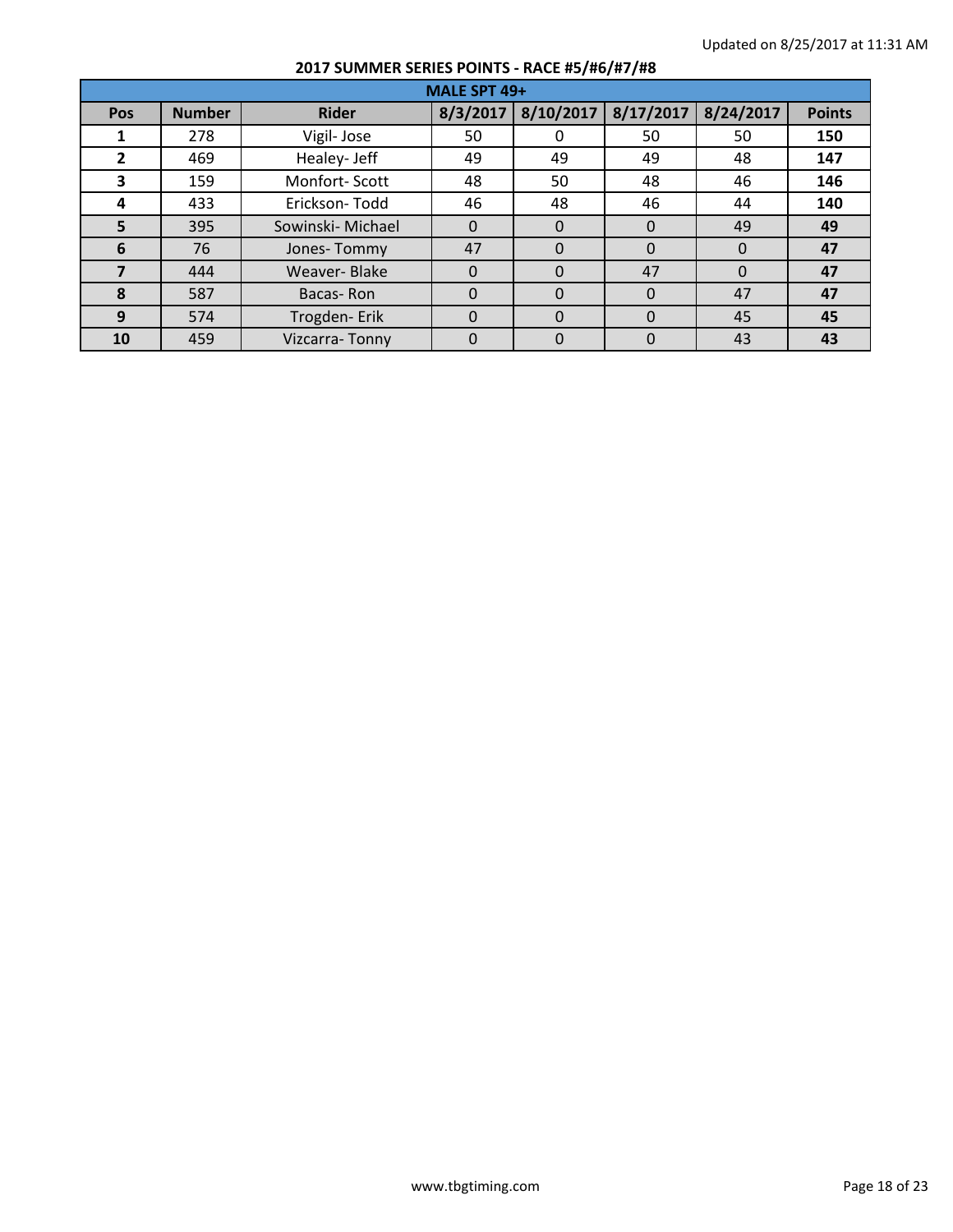Updated on 8/25/2017 at 11:31 AM

## 2017 SUMMER SERIES POINTS - RACE #5/#6/#7/#8

| MALE SPT 49+ | | | | | | | |
|---|---|---|---|---|---|---|---|
| **Pos** | **Number** | **Rider** | **8/3/2017** | **8/10/2017** | **8/17/2017** | **8/24/2017** | **Points** |
| **1** | 278 | Vigil- Jose | 50 | 0 | 50 | 50 | **150** |
| **2** | 469 | Healey- Jeff | 49 | 49 | 49 | 48 | **147** |
| **3** | 159 | Monfort- Scott | 48 | 50 | 48 | 46 | **146** |
| **4** | 433 | Erickson- Todd | 46 | 48 | 46 | 44 | **140** |
| **5** | 395 | Sowinski- Michael | 0 | 0 | 0 | 49 | **49** |
| **6** | 76 | Jones- Tommy | 47 | 0 | 0 | 0 | **47** |
| **7** | 444 | Weaver- Blake | 0 | 0 | 47 | 0 | **47** |
| **8** | 587 | Bacas- Ron | 0 | 0 | 0 | 47 | **47** |
| **9** | 574 | Trogden- Erik | 0 | 0 | 0 | 45 | **45** |
| **10** | 459 | Vizcarra- Tonny | 0 | 0 | 0 | 43 | **43** |

www.tbgtiming.com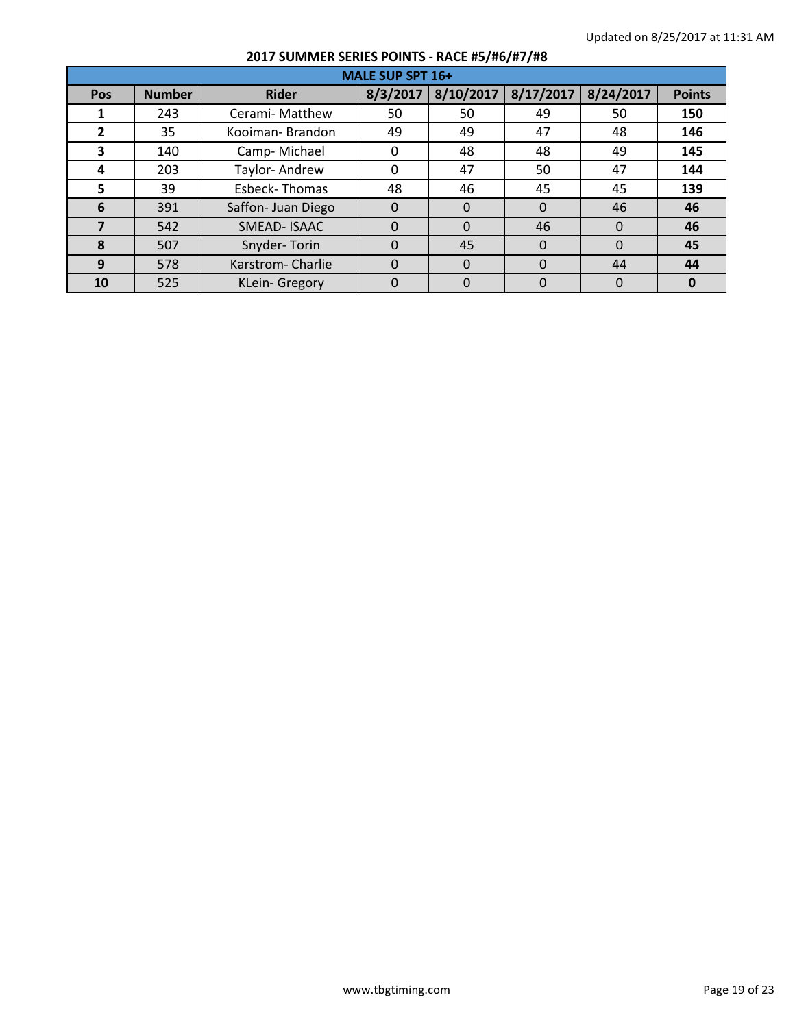Updated on 8/25/2017 at 11:31 AM

## 2017 SUMMER SERIES POINTS - RACE #5/#6/#7/#8

| MALE SUP SPT 16+ | | | | | | | |
|---|---|---|---|---|---|---|---|
| **Pos** | **Number** | **Rider** | **8/3/2017** | **8/10/2017** | **8/17/2017** | **8/24/2017** | **Points** |
| **1** | 243 | Cerami- Matthew | 50 | 50 | 49 | 50 | **150** |
| **2** | 35 | Kooiman- Brandon | 49 | 49 | 47 | 48 | **146** |
| **3** | 140 | Camp- Michael | 0 | 48 | 48 | 49 | **145** |
| **4** | 203 | Taylor- Andrew | 0 | 47 | 50 | 47 | **144** |
| **5** | 39 | Esbeck- Thomas | 48 | 46 | 45 | 45 | **139** |
| **6** | 391 | Saffon- Juan Diego | 0 | 0 | 0 | 46 | **46** |
| **7** | 542 | SMEAD- ISAAC | 0 | 0 | 46 | 0 | **46** |
| **8** | 507 | Snyder- Torin | 0 | 45 | 0 | 0 | **45** |
| **9** | 578 | Karstrom- Charlie | 0 | 0 | 0 | 44 | **44** |
| **10** | 525 | KLein- Gregory | 0 | 0 | 0 | 0 | **0** |

www.tbgtiming.com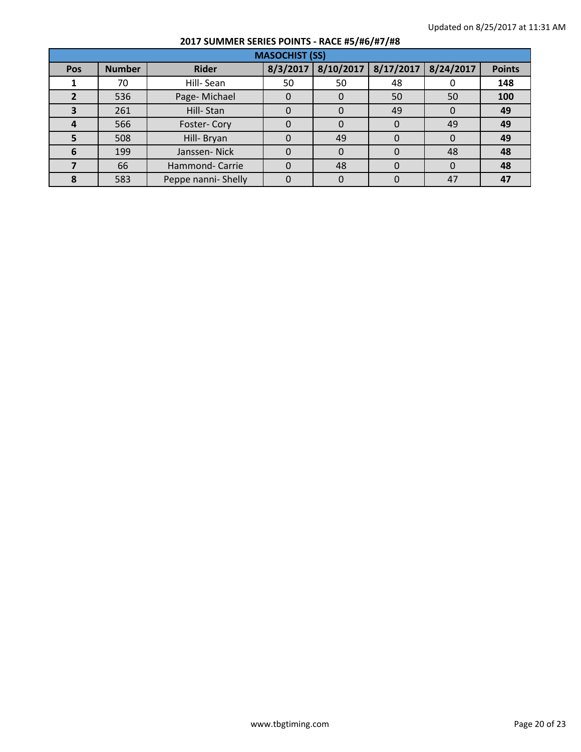Updated on 8/25/2017 at 11:31 AM

## 2017 SUMMER SERIES POINTS - RACE #5/#6/#7/#8

| MASOCHIST (SS) | | | | | | | |
|---|---|---|---|---|---|---|---|
| **Pos** | **Number** | **Rider** | **8/3/2017** | **8/10/2017** | **8/17/2017** | **8/24/2017** | **Points** |
| **1** | 70 | Hill- Sean | 50 | 50 | 48 | 0 | **148** |
| **2** | 536 | Page- Michael | 0 | 0 | 50 | 50 | **100** |
| **3** | 261 | Hill- Stan | 0 | 0 | 49 | 0 | **49** |
| **4** | 566 | Foster- Cory | 0 | 0 | 0 | 49 | **49** |
| **5** | 508 | Hill- Bryan | 0 | 49 | 0 | 0 | **49** |
| **6** | 199 | Janssen- Nick | 0 | 0 | 0 | 48 | **48** |
| **7** | 66 | Hammond- Carrie | 0 | 48 | 0 | 0 | **48** |
| **8** | 583 | Peppe nanni- Shelly | 0 | 0 | 0 | 47 | **47** |

www.tbgtiming.com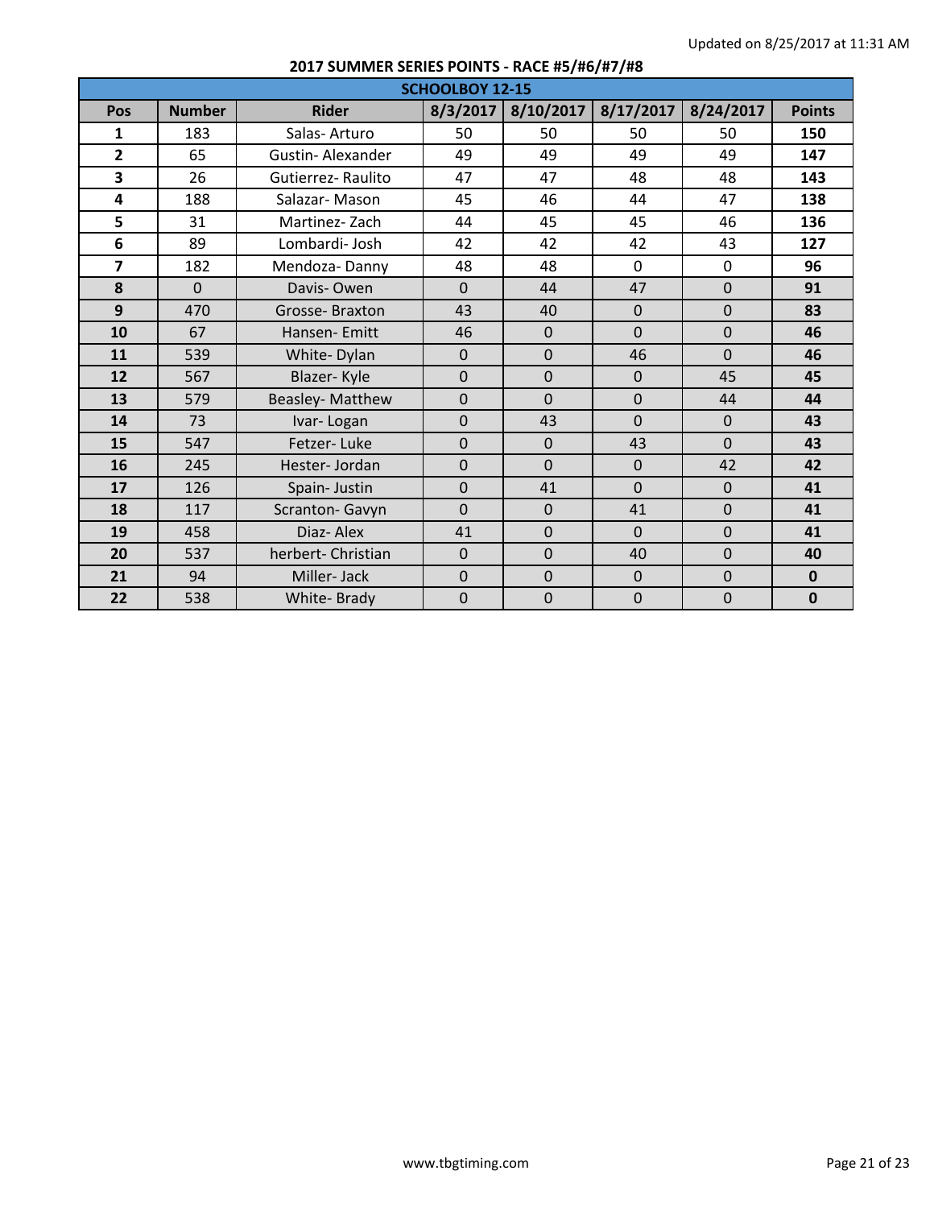Updated on 8/25/2017 at 11:31 AM

## 2017 SUMMER SERIES POINTS - RACE #5/#6/#7/#8

| SCHOOLBOY 12-15 | | | | | | | |
|---|---|---|---|---|---|---|---|
| **Pos** | **Number** | **Rider** | **8/3/2017** | **8/10/2017** | **8/17/2017** | **8/24/2017** | **Points** |
| **1** | 183 | Salas- Arturo | 50 | 50 | 50 | 50 | **150** |
| **2** | 65 | Gustin- Alexander | 49 | 49 | 49 | 49 | **147** |
| **3** | 26 | Gutierrez- Raulito | 47 | 47 | 48 | 48 | **143** |
| **4** | 188 | Salazar- Mason | 45 | 46 | 44 | 47 | **138** |
| **5** | 31 | Martinez- Zach | 44 | 45 | 45 | 46 | **136** |
| **6** | 89 | Lombardi- Josh | 42 | 42 | 42 | 43 | **127** |
| **7** | 182 | Mendoza- Danny | 48 | 48 | 0 | 0 | **96** |
| **8** | 0 | Davis- Owen | 0 | 44 | 47 | 0 | **91** |
| **9** | 470 | Grosse- Braxton | 43 | 40 | 0 | 0 | **83** |
| **10** | 67 | Hansen- Emitt | 46 | 0 | 0 | 0 | **46** |
| **11** | 539 | White- Dylan | 0 | 0 | 46 | 0 | **46** |
| **12** | 567 | Blazer- Kyle | 0 | 0 | 0 | 45 | **45** |
| **13** | 579 | Beasley- Matthew | 0 | 0 | 0 | 44 | **44** |
| **14** | 73 | Ivar- Logan | 0 | 43 | 0 | 0 | **43** |
| **15** | 547 | Fetzer- Luke | 0 | 0 | 43 | 0 | **43** |
| **16** | 245 | Hester- Jordan | 0 | 0 | 0 | 42 | **42** |
| **17** | 126 | Spain- Justin | 0 | 41 | 0 | 0 | **41** |
| **18** | 117 | Scranton- Gavyn | 0 | 0 | 41 | 0 | **41** |
| **19** | 458 | Diaz- Alex | 41 | 0 | 0 | 0 | **41** |
| **20** | 537 | herbert- Christian | 0 | 0 | 40 | 0 | **40** |
| **21** | 94 | Miller- Jack | 0 | 0 | 0 | 0 | **0** |
| **22** | 538 | White- Brady | 0 | 0 | 0 | 0 | **0** |

www.tbgtiming.com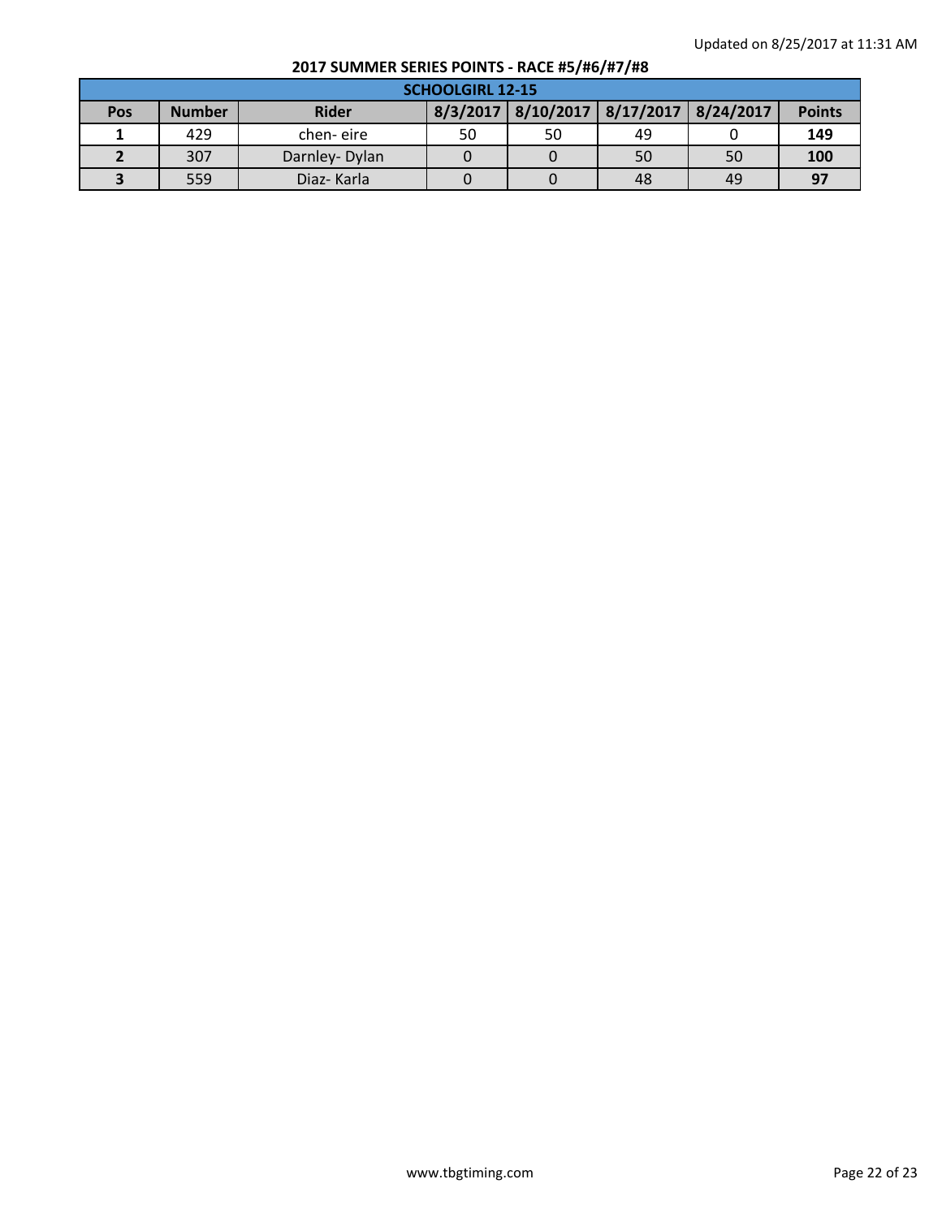Updated on 8/25/2017 at 11:31 AM

## 2017 SUMMER SERIES POINTS - RACE #5/#6/#7/#8

| SCHOOLGIRL 12-15 | | | | | | | |
|---|---|---|---|---|---|---|---|
| **Pos** | **Number** | **Rider** | **8/3/2017** | **8/10/2017** | **8/17/2017** | **8/24/2017** | **Points** |
| **1** | 429 | chen- eire | 50 | 50 | 49 | 0 | **149** |
| **2** | 307 | Darnley- Dylan | 0 | 0 | 50 | 50 | **100** |
| **3** | 559 | Diaz- Karla | 0 | 0 | 48 | 49 | **97** |

www.tbgtiming.com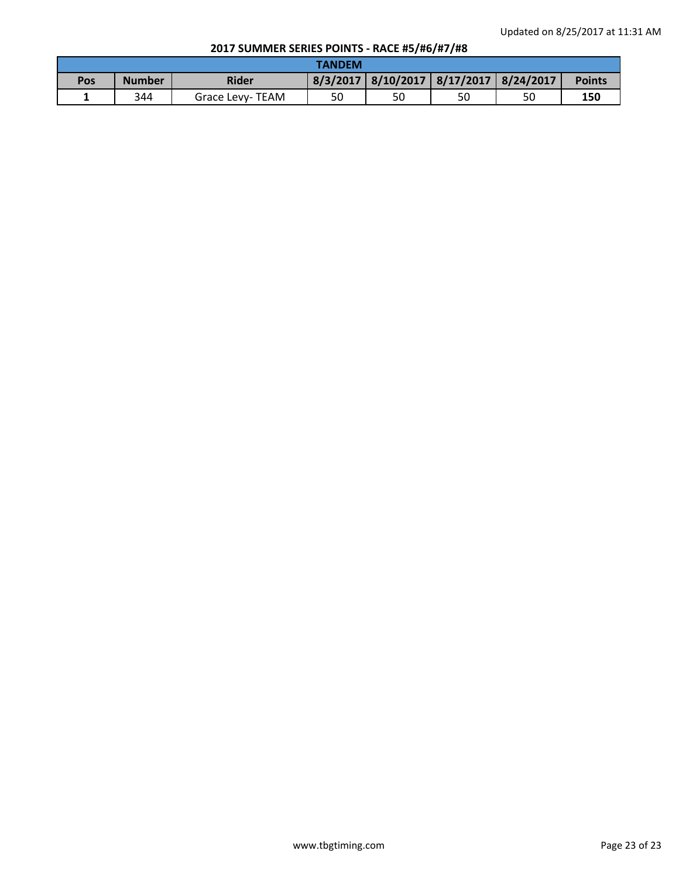Updated on 8/25/2017 at 11:31 AM

## 2017 SUMMER SERIES POINTS - RACE #5/#6/#7/#8

| TANDEM | | | | | | | |
|---|---|---|---|---|---|---|---|
| **Pos** | **Number** | **Rider** | **8/3/2017** | **8/10/2017** | **8/17/2017** | **8/24/2017** | **Points** |
| **1** | 344 | Grace Levy- TEAM | 50 | 50 | 50 | 50 | **150** |

www.tbgtiming.com